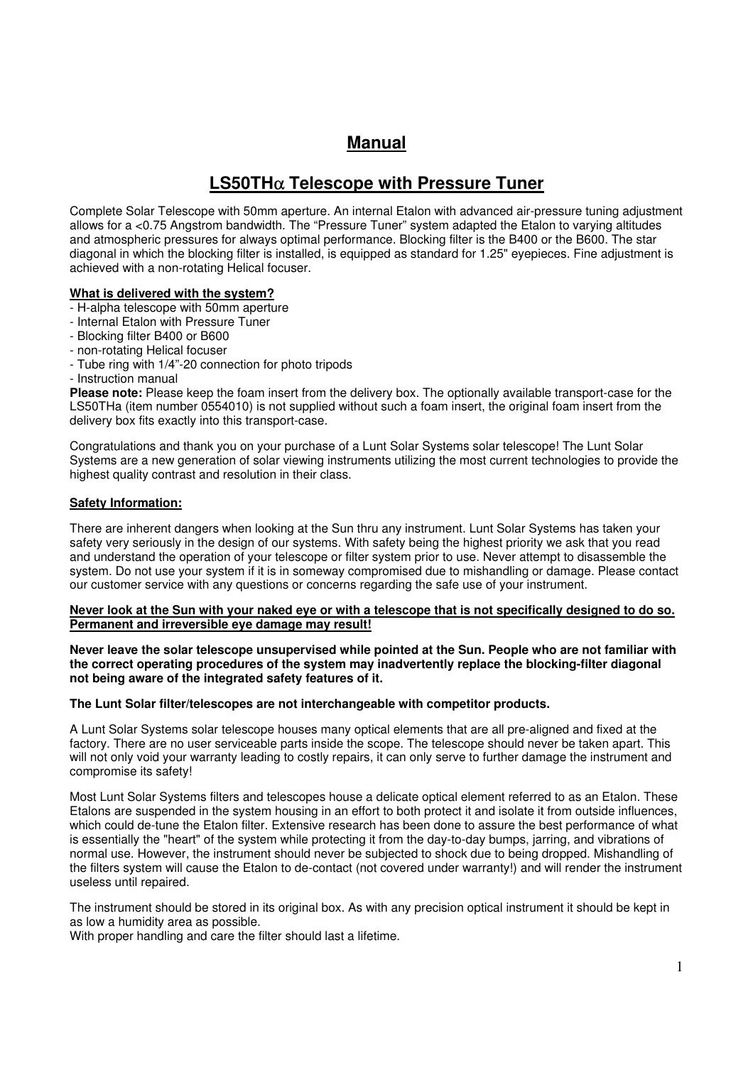# Manual

## LS50TH$\alpha$ Telescope with Pressure Tuner

Complete Solar Telescope with 50mm aperture. An internal Etalon with advanced air-pressure tuning adjustment allows for a <0.75 Angstrom bandwidth. The "Pressure Tuner" system adapted the Etalon to varying altitudes and atmospheric pressures for always optimal performance. Blocking filter is the B400 or the B600. The star diagonal in which the blocking filter is installed, is equipped as standard for 1.25" eyepieces. Fine adjustment is achieved with a non-rotating Helical focuser.

**<u>What is delivered with the system?</u>**

- H-alpha telescope with 50mm aperture
- Internal Etalon with Pressure Tuner
- Blocking filter B400 or B600
- non-rotating Helical focuser
- Tube ring with 1/4"-20 connection for photo tripods
- Instruction manual

**Please note:** Please keep the foam insert from the delivery box. The optionally available transport-case for the LS50THa (item number 0554010) is not supplied without such a foam insert, the original foam insert from the delivery box fits exactly into this transport-case.

Congratulations and thank you on your purchase of a Lunt Solar Systems solar telescope! The Lunt Solar Systems are a new generation of solar viewing instruments utilizing the most current technologies to provide the highest quality contrast and resolution in their class.

**<u>Safety Information:</u>**

There are inherent dangers when looking at the Sun thru any instrument. Lunt Solar Systems has taken your safety very seriously in the design of our systems. With safety being the highest priority we ask that you read and understand the operation of your telescope or filter system prior to use. Never attempt to disassemble the system. Do not use your system if it is in someway compromised due to mishandling or damage. Please contact our customer service with any questions or concerns regarding the safe use of your instrument.

**<u>Never look at the Sun with your naked eye or with a telescope that is not specifically designed to do so. Permanent and irreversible eye damage may result!</u>**

**Never leave the solar telescope unsupervised while pointed at the Sun. People who are not familiar with the correct operating procedures of the system may inadvertently replace the blocking-filter diagonal not being aware of the integrated safety features of it.**

**The Lunt Solar filter/telescopes are not interchangeable with competitor products.**

A Lunt Solar Systems solar telescope houses many optical elements that are all pre-aligned and fixed at the factory. There are no user serviceable parts inside the scope. The telescope should never be taken apart. This will not only void your warranty leading to costly repairs, it can only serve to further damage the instrument and compromise its safety!

Most Lunt Solar Systems filters and telescopes house a delicate optical element referred to as an Etalon. These Etalons are suspended in the system housing in an effort to both protect it and isolate it from outside influences, which could de-tune the Etalon filter. Extensive research has been done to assure the best performance of what is essentially the "heart" of the system while protecting it from the day-to-day bumps, jarring, and vibrations of normal use. However, the instrument should never be subjected to shock due to being dropped. Mishandling of the filters system will cause the Etalon to de-contact (not covered under warranty!) and will render the instrument useless until repaired.

The instrument should be stored in its original box. As with any precision optical instrument it should be kept in as low a humidity area as possible.
With proper handling and care the filter should last a lifetime.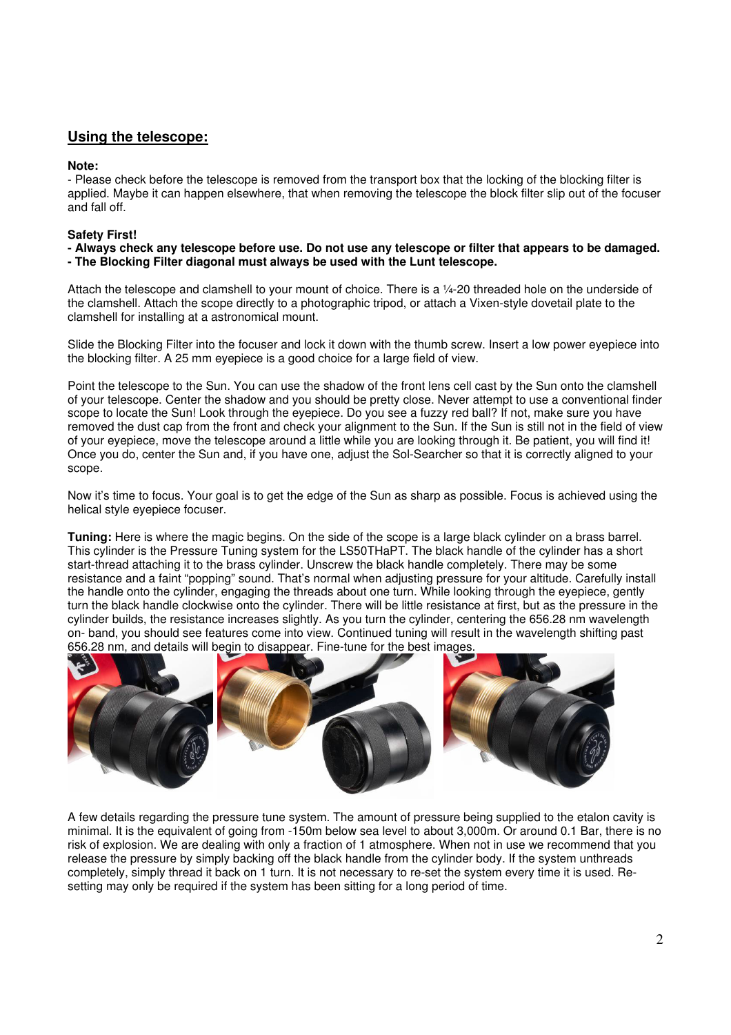## Using the telescope:

**Note:**

- Please check before the telescope is removed from the transport box that the locking of the blocking filter is applied. Maybe it can happen elsewhere, that when removing the telescope the block filter slip out of the focuser and fall off.

**Safety First!**

**- Always check any telescope before use. Do not use any telescope or filter that appears to be damaged.**
**- The Blocking Filter diagonal must always be used with the Lunt telescope.**

Attach the telescope and clamshell to your mount of choice. There is a ¼-20 threaded hole on the underside of the clamshell. Attach the scope directly to a photographic tripod, or attach a Vixen-style dovetail plate to the clamshell for installing at a astronomical mount.

Slide the Blocking Filter into the focuser and lock it down with the thumb screw. Insert a low power eyepiece into the blocking filter. A 25 mm eyepiece is a good choice for a large field of view.

Point the telescope to the Sun. You can use the shadow of the front lens cell cast by the Sun onto the clamshell of your telescope. Center the shadow and you should be pretty close. Never attempt to use a conventional finder scope to locate the Sun! Look through the eyepiece. Do you see a fuzzy red ball? If not, make sure you have removed the dust cap from the front and check your alignment to the Sun. If the Sun is still not in the field of view of your eyepiece, move the telescope around a little while you are looking through it. Be patient, you will find it! Once you do, center the Sun and, if you have one, adjust the Sol-Searcher so that it is correctly aligned to your scope.

Now it's time to focus. Your goal is to get the edge of the Sun as sharp as possible. Focus is achieved using the helical style eyepiece focuser.

**Tuning:** Here is where the magic begins. On the side of the scope is a large black cylinder on a brass barrel. This cylinder is the Pressure Tuning system for the LS50THaPT. The black handle of the cylinder has a short start-thread attaching it to the brass cylinder. Unscrew the black handle completely. There may be some resistance and a faint "popping" sound. That's normal when adjusting pressure for your altitude. Carefully install the handle onto the cylinder, engaging the threads about one turn. While looking through the eyepiece, gently turn the black handle clockwise onto the cylinder. There will be little resistance at first, but as the pressure in the cylinder builds, the resistance increases slightly. As you turn the cylinder, centering the 656.28 nm wavelength on- band, you should see features come into view. Continued tuning will result in the wavelength shifting past 656.28 nm, and details will begin to disappear. Fine-tune for the best images.

A few details regarding the pressure tune system. The amount of pressure being supplied to the etalon cavity is minimal. It is the equivalent of going from -150m below sea level to about 3,000m. Or around 0.1 Bar, there is no risk of explosion. We are dealing with only a fraction of 1 atmosphere. When not in use we recommend that you release the pressure by simply backing off the black handle from the cylinder body. If the system unthreads completely, simply thread it back on 1 turn. It is not necessary to re-set the system every time it is used. Re-setting may only be required if the system has been sitting for a long period of time.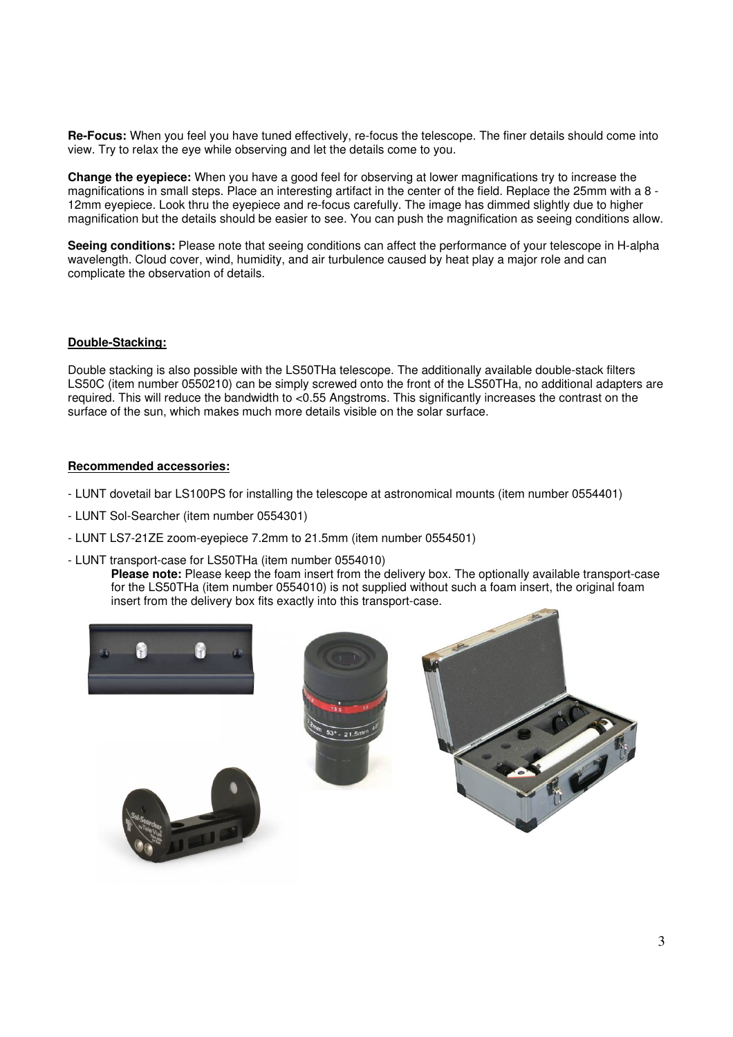**Re-Focus:** When you feel you have tuned effectively, re-focus the telescope. The finer details should come into view. Try to relax the eye while observing and let the details come to you.

**Change the eyepiece:** When you have a good feel for observing at lower magnifications try to increase the magnifications in small steps. Place an interesting artifact in the center of the field. Replace the 25mm with a 8 - 12mm eyepiece. Look thru the eyepiece and re-focus carefully. The image has dimmed slightly due to higher magnification but the details should be easier to see. You can push the magnification as seeing conditions allow.

**Seeing conditions:** Please note that seeing conditions can affect the performance of your telescope in H-alpha wavelength. Cloud cover, wind, humidity, and air turbulence caused by heat play a major role and can complicate the observation of details.

## Double-Stacking:

Double stacking is also possible with the LS50THa telescope. The additionally available double-stack filters LS50C (item number 0550210) can be simply screwed onto the front of the LS50THa, no additional adapters are required. This will reduce the bandwidth to <0.55 Angstroms. This significantly increases the contrast on the surface of the sun, which makes much more details visible on the solar surface.

## Recommended accessories:

- LUNT dovetail bar LS100PS for installing the telescope at astronomical mounts (item number 0554401)
- LUNT Sol-Searcher (item number 0554301)
- LUNT LS7-21ZE zoom-eyepiece 7.2mm to 21.5mm (item number 0554501)
- LUNT transport-case for LS50THa (item number 0554010)

  **Please note:** Please keep the foam insert from the delivery box. The optionally available transport-case for the LS50THa (item number 0554010) is not supplied without such a foam insert, the original foam insert from the delivery box fits exactly into this transport-case.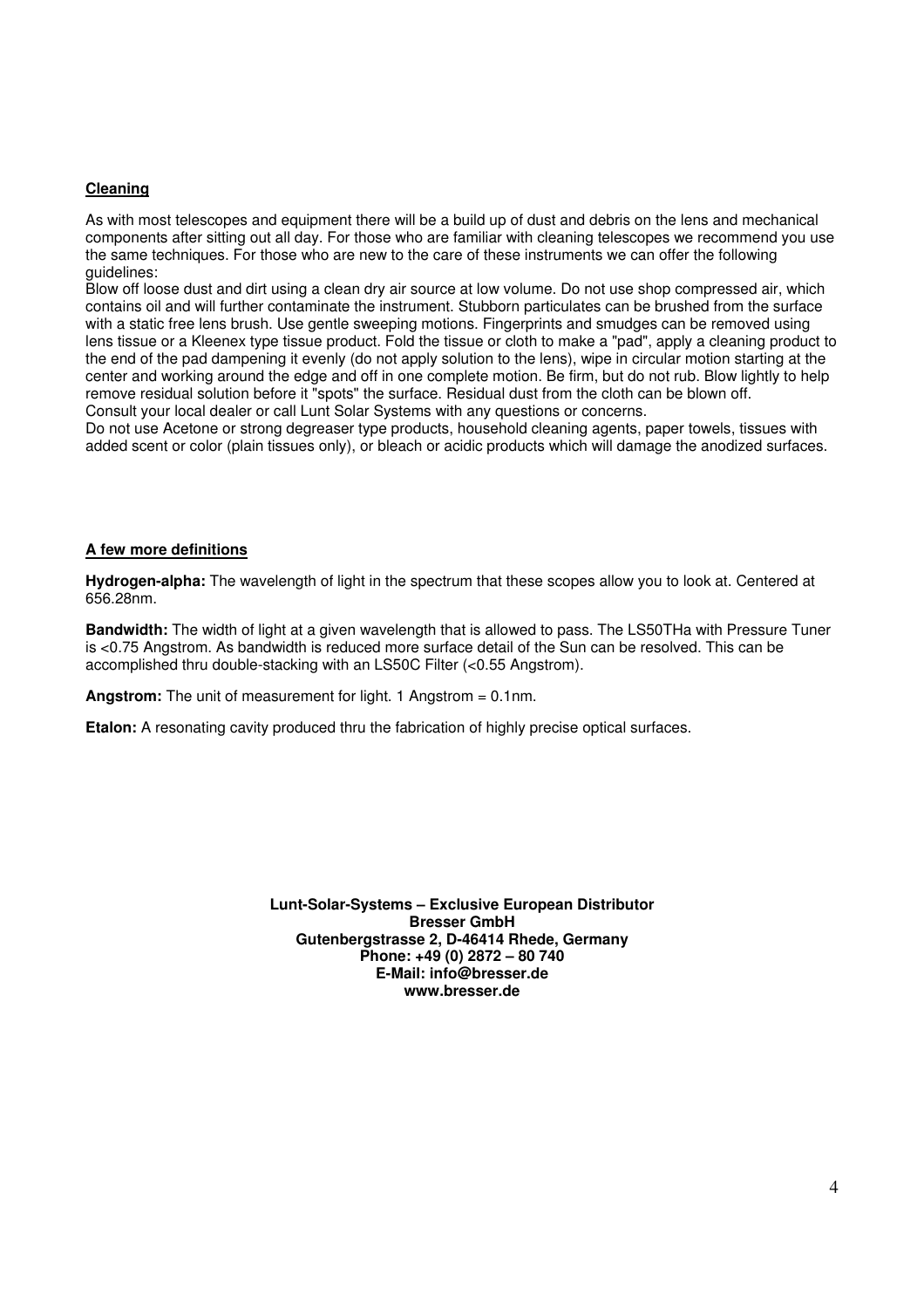## Cleaning

As with most telescopes and equipment there will be a build up of dust and debris on the lens and mechanical components after sitting out all day. For those who are familiar with cleaning telescopes we recommend you use the same techniques. For those who are new to the care of these instruments we can offer the following guidelines:

Blow off loose dust and dirt using a clean dry air source at low volume. Do not use shop compressed air, which contains oil and will further contaminate the instrument. Stubborn particulates can be brushed from the surface with a static free lens brush. Use gentle sweeping motions. Fingerprints and smudges can be removed using lens tissue or a Kleenex type tissue product. Fold the tissue or cloth to make a "pad", apply a cleaning product to the end of the pad dampening it evenly (do not apply solution to the lens), wipe in circular motion starting at the center and working around the edge and off in one complete motion. Be firm, but do not rub. Blow lightly to help remove residual solution before it "spots" the surface. Residual dust from the cloth can be blown off.

Consult your local dealer or call Lunt Solar Systems with any questions or concerns.

Do not use Acetone or strong degreaser type products, household cleaning agents, paper towels, tissues with added scent or color (plain tissues only), or bleach or acidic products which will damage the anodized surfaces.

## A few more definitions

**Hydrogen-alpha:** The wavelength of light in the spectrum that these scopes allow you to look at. Centered at 656.28nm.

**Bandwidth:** The width of light at a given wavelength that is allowed to pass. The LS50THa with Pressure Tuner is <0.75 Angstrom. As bandwidth is reduced more surface detail of the Sun can be resolved. This can be accomplished thru double-stacking with an LS50C Filter (<0.55 Angstrom).

**Angstrom:** The unit of measurement for light. 1 Angstrom = 0.1nm.

**Etalon:** A resonating cavity produced thru the fabrication of highly precise optical surfaces.

**Lunt-Solar-Systems – Exclusive European Distributor**
**Bresser GmbH**
**Gutenbergstrasse 2, D-46414 Rhede, Germany**
**Phone: +49 (0) 2872 – 80 740**
**E-Mail: info@bresser.de**
**www.bresser.de**